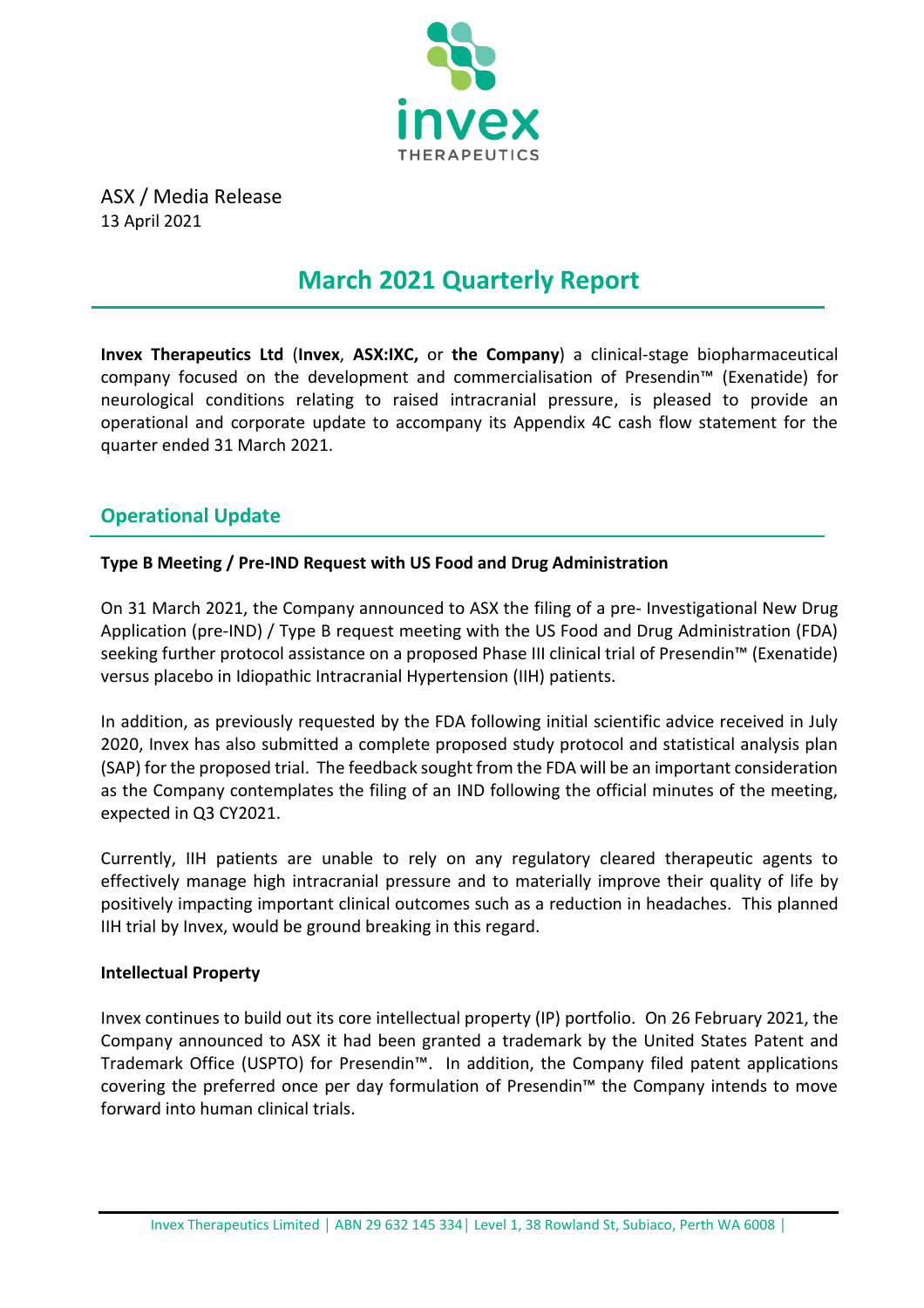ASX / Media Release
13 April 2021

# March 2021 Quarterly Report

**Invex Therapeutics Ltd** (**Invex**, **ASX:IXC,** or **the Company**) a clinical-stage biopharmaceutical company focused on the development and commercialisation of Presendin™ (Exenatide) for neurological conditions relating to raised intracranial pressure, is pleased to provide an operational and corporate update to accompany its Appendix 4C cash flow statement for the quarter ended 31 March 2021.

## Operational Update

**Type B Meeting / Pre-IND Request with US Food and Drug Administration**

On 31 March 2021, the Company announced to ASX the filing of a pre- Investigational New Drug Application (pre-IND) / Type B request meeting with the US Food and Drug Administration (FDA) seeking further protocol assistance on a proposed Phase III clinical trial of Presendin™ (Exenatide) versus placebo in Idiopathic Intracranial Hypertension (IIH) patients.

In addition, as previously requested by the FDA following initial scientific advice received in July 2020, Invex has also submitted a complete proposed study protocol and statistical analysis plan (SAP) for the proposed trial. The feedback sought from the FDA will be an important consideration as the Company contemplates the filing of an IND following the official minutes of the meeting, expected in Q3 CY2021.

Currently, IIH patients are unable to rely on any regulatory cleared therapeutic agents to effectively manage high intracranial pressure and to materially improve their quality of life by positively impacting important clinical outcomes such as a reduction in headaches. This planned IIH trial by Invex, would be ground breaking in this regard.

**Intellectual Property**

Invex continues to build out its core intellectual property (IP) portfolio. On 26 February 2021, the Company announced to ASX it had been granted a trademark by the United States Patent and Trademark Office (USPTO) for Presendin™. In addition, the Company filed patent applications covering the preferred once per day formulation of Presendin™ the Company intends to move forward into human clinical trials.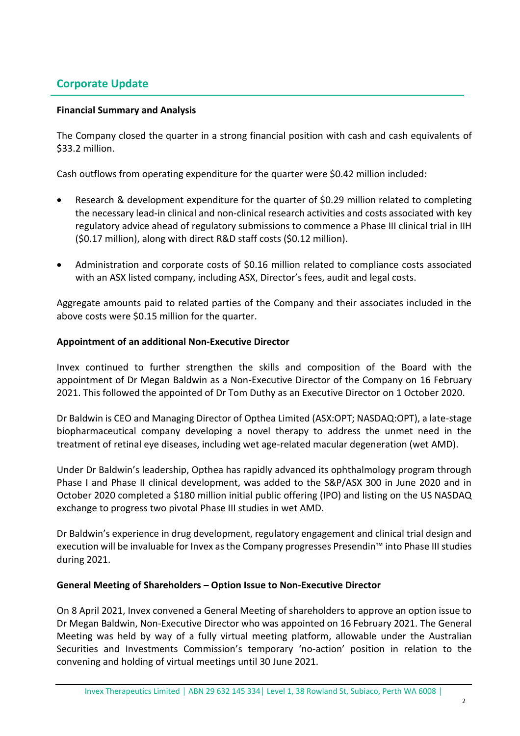## Corporate Update

**Financial Summary and Analysis**

The Company closed the quarter in a strong financial position with cash and cash equivalents of $33.2 million.

Cash outflows from operating expenditure for the quarter were $0.42 million included:

- Research & development expenditure for the quarter of $0.29 million related to completing the necessary lead-in clinical and non-clinical research activities and costs associated with key regulatory advice ahead of regulatory submissions to commence a Phase III clinical trial in IIH ($0.17 million), along with direct R&D staff costs ($0.12 million).

- Administration and corporate costs of $0.16 million related to compliance costs associated with an ASX listed company, including ASX, Director's fees, audit and legal costs.

Aggregate amounts paid to related parties of the Company and their associates included in the above costs were $0.15 million for the quarter.

**Appointment of an additional Non-Executive Director**

Invex continued to further strengthen the skills and composition of the Board with the appointment of Dr Megan Baldwin as a Non-Executive Director of the Company on 16 February 2021. This followed the appointed of Dr Tom Duthy as an Executive Director on 1 October 2020.

Dr Baldwin is CEO and Managing Director of Opthea Limited (ASX:OPT; NASDAQ:OPT), a late-stage biopharmaceutical company developing a novel therapy to address the unmet need in the treatment of retinal eye diseases, including wet age-related macular degeneration (wet AMD).

Under Dr Baldwin's leadership, Opthea has rapidly advanced its ophthalmology program through Phase I and Phase II clinical development, was added to the S&P/ASX 300 in June 2020 and in October 2020 completed a $180 million initial public offering (IPO) and listing on the US NASDAQ exchange to progress two pivotal Phase III studies in wet AMD.

Dr Baldwin's experience in drug development, regulatory engagement and clinical trial design and execution will be invaluable for Invex as the Company progresses Presendin™ into Phase III studies during 2021.

**General Meeting of Shareholders – Option Issue to Non-Executive Director**

On 8 April 2021, Invex convened a General Meeting of shareholders to approve an option issue to Dr Megan Baldwin, Non-Executive Director who was appointed on 16 February 2021. The General Meeting was held by way of a fully virtual meeting platform, allowable under the Australian Securities and Investments Commission's temporary 'no-action' position in relation to the convening and holding of virtual meetings until 30 June 2021.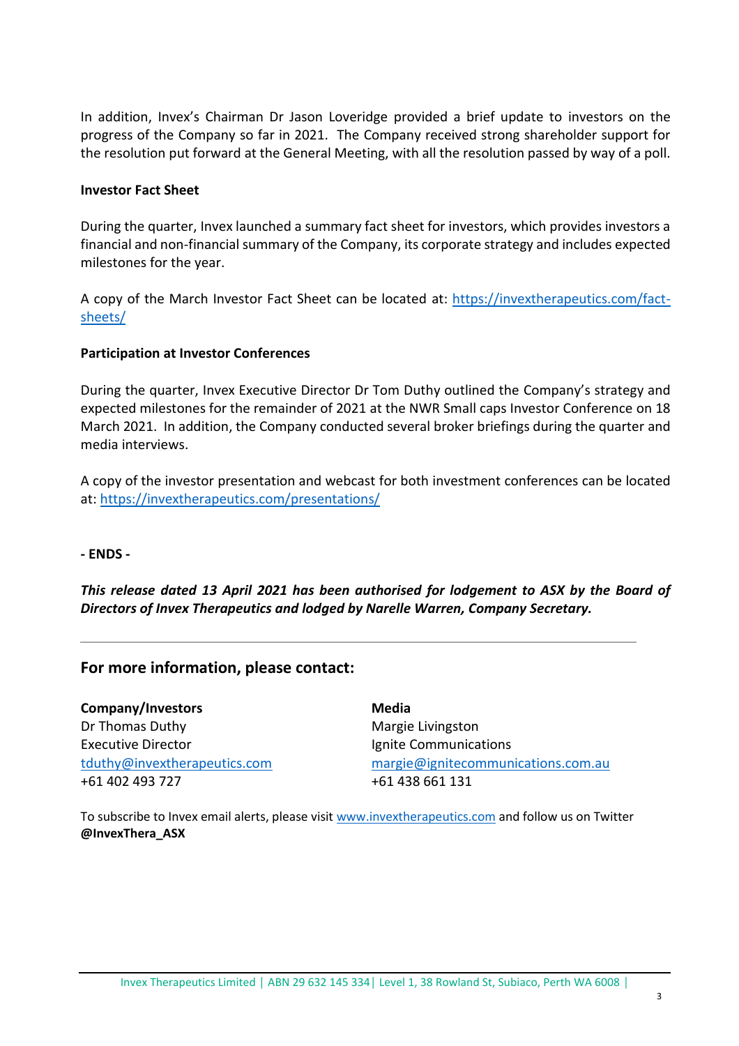In addition, Invex's Chairman Dr Jason Loveridge provided a brief update to investors on the progress of the Company so far in 2021. The Company received strong shareholder support for the resolution put forward at the General Meeting, with all the resolution passed by way of a poll.

**Investor Fact Sheet**

During the quarter, Invex launched a summary fact sheet for investors, which provides investors a financial and non-financial summary of the Company, its corporate strategy and includes expected milestones for the year.

A copy of the March Investor Fact Sheet can be located at: [https://invextherapeutics.com/fact-sheets/](https://invextherapeutics.com/fact-sheets/)

**Participation at Investor Conferences**

During the quarter, Invex Executive Director Dr Tom Duthy outlined the Company's strategy and expected milestones for the remainder of 2021 at the NWR Small caps Investor Conference on 18 March 2021. In addition, the Company conducted several broker briefings during the quarter and media interviews.

A copy of the investor presentation and webcast for both investment conferences can be located at: [https://invextherapeutics.com/presentations/](https://invextherapeutics.com/presentations/)

**- ENDS -**

***This release dated 13 April 2021 has been authorised for lodgement to ASX by the Board of Directors of Invex Therapeutics and lodged by Narelle Warren, Company Secretary.***

---

## For more information, please contact:

**Company/Investors**
Dr Thomas Duthy
Executive Director
[tduthy@invextherapeutics.com](mailto:tduthy@invextherapeutics.com)
+61 402 493 727

**Media**
Margie Livingston
Ignite Communications
[margie@ignitecommunications.com.au](mailto:margie@ignitecommunications.com.au)
+61 438 661 131

To subscribe to Invex email alerts, please visit [www.invextherapeutics.com](http://www.invextherapeutics.com) and follow us on Twitter **@InvexThera_ASX**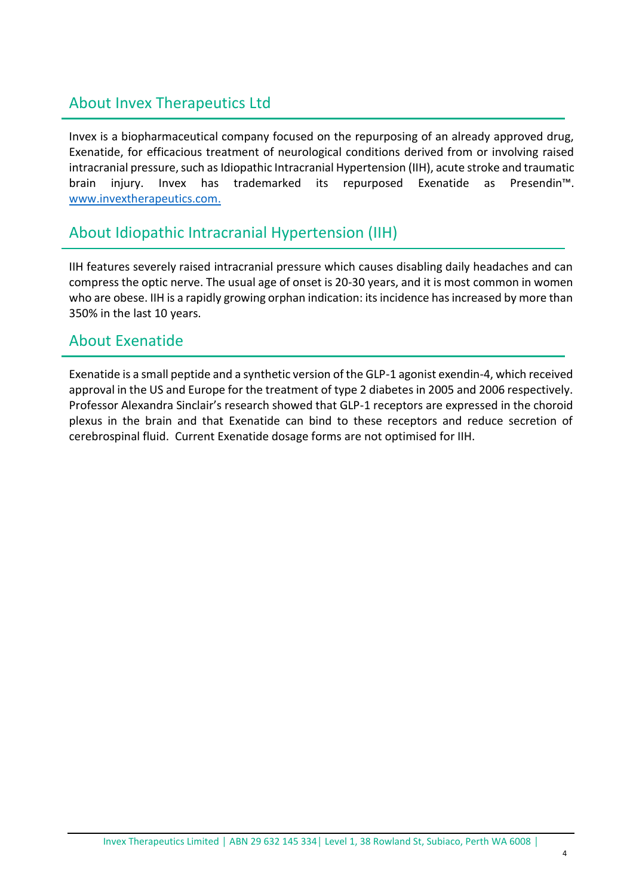## About Invex Therapeutics Ltd

Invex is a biopharmaceutical company focused on the repurposing of an already approved drug, Exenatide, for efficacious treatment of neurological conditions derived from or involving raised intracranial pressure, such as Idiopathic Intracranial Hypertension (IIH), acute stroke and traumatic brain injury. Invex has trademarked its repurposed Exenatide as Presendin™. [www.invextherapeutics.com.](http://www.invextherapeutics.com)

## About Idiopathic Intracranial Hypertension (IIH)

IIH features severely raised intracranial pressure which causes disabling daily headaches and can compress the optic nerve. The usual age of onset is 20-30 years, and it is most common in women who are obese. IIH is a rapidly growing orphan indication: its incidence has increased by more than 350% in the last 10 years.

## About Exenatide

Exenatide is a small peptide and a synthetic version of the GLP-1 agonist exendin-4, which received approval in the US and Europe for the treatment of type 2 diabetes in 2005 and 2006 respectively. Professor Alexandra Sinclair's research showed that GLP-1 receptors are expressed in the choroid plexus in the brain and that Exenatide can bind to these receptors and reduce secretion of cerebrospinal fluid. Current Exenatide dosage forms are not optimised for IIH.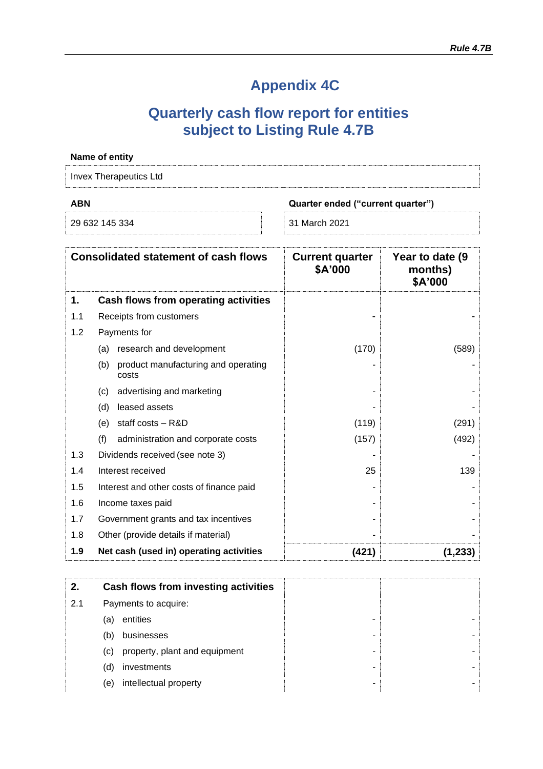*Rule 4.7B*

# Appendix 4C

## Quarterly cash flow report for entities subject to Listing Rule 4.7B

**Name of entity**

Invex Therapeutics Ltd

| ABN | Quarter ended ("current quarter") |
|---|---|
| 29 632 145 334 | 31 March 2021 |

| | Consolidated statement of cash flows | Current quarter $A'000 | Year to date (9 months) $A'000 |
|---|---|---|---|
| **1.** | **Cash flows from operating activities** | | |
| 1.1 | Receipts from customers | - | - |
| 1.2 | Payments for | | |
| | (a) research and development | (170) | (589) |
| | (b) product manufacturing and operating costs | - | - |
| | (c) advertising and marketing | - | - |
| | (d) leased assets | - | - |
| | (e) staff costs – R&D | (119) | (291) |
| | (f) administration and corporate costs | (157) | (492) |
| 1.3 | Dividends received (see note 3) | - | - |
| 1.4 | Interest received | 25 | 139 |
| 1.5 | Interest and other costs of finance paid | - | - |
| 1.6 | Income taxes paid | - | - |
| 1.7 | Government grants and tax incentives | - | - |
| 1.8 | Other (provide details if material) | - | - |
| **1.9** | **Net cash (used in) operating activities** | **(421)** | **(1,233)** |

| | | | |
|---|---|---|---|
| **2.** | **Cash flows from investing activities** | | |
| 2.1 | Payments to acquire: | | |
| | (a) entities | - | - |
| | (b) businesses | - | - |
| | (c) property, plant and equipment | - | - |
| | (d) investments | - | - |
| | (e) intellectual property | - | - |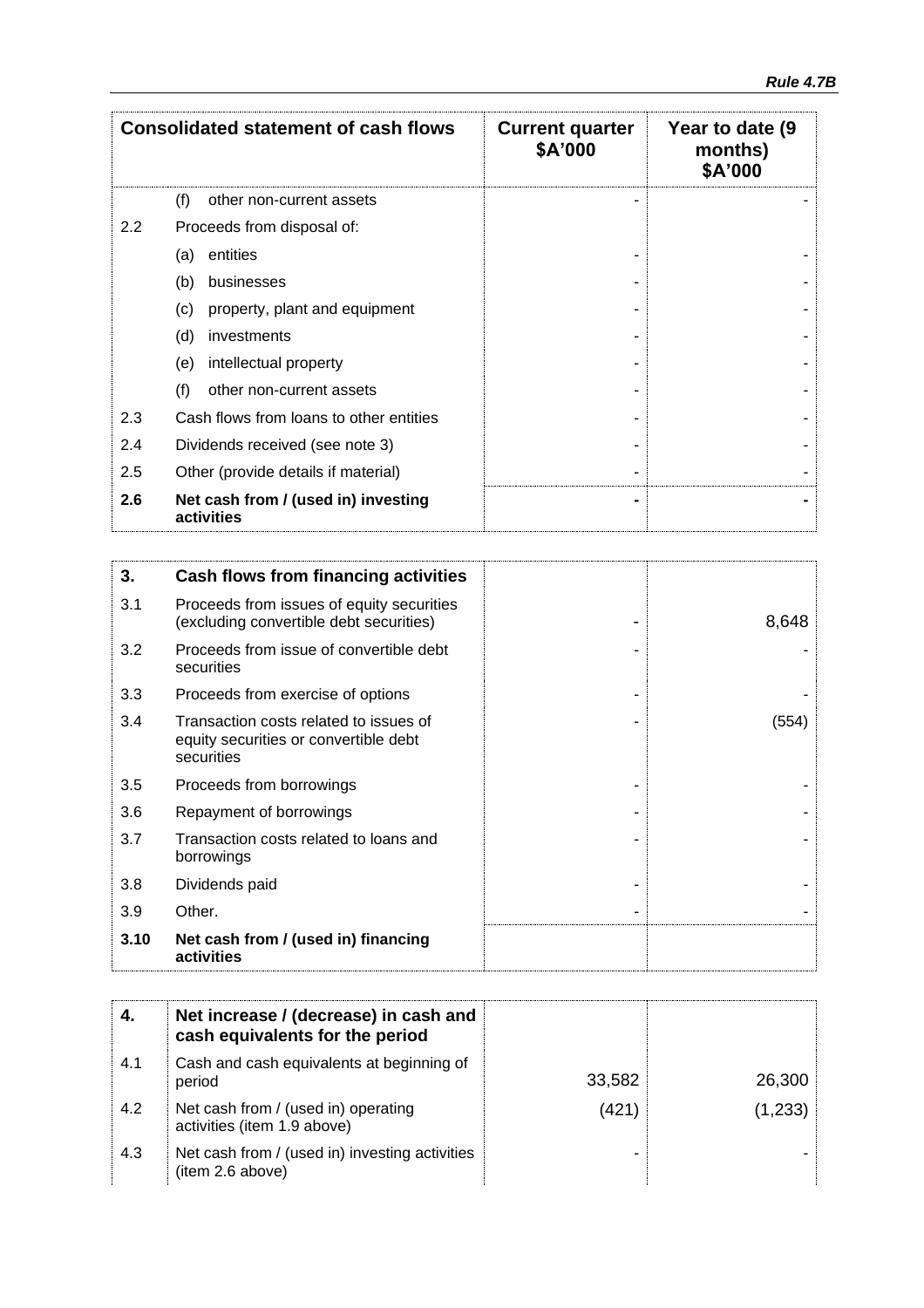| Consolidated statement of cash flows | | Current quarter $A'000 | Year to date (9 months) $A'000 |
|---|---|---|---|
| | (f) other non-current assets | - | - |
| 2.2 | Proceeds from disposal of: | | |
| | (a) entities | - | - |
| | (b) businesses | - | - |
| | (c) property, plant and equipment | - | - |
| | (d) investments | - | - |
| | (e) intellectual property | - | - |
| | (f) other non-current assets | - | - |
| 2.3 | Cash flows from loans to other entities | - | - |
| 2.4 | Dividends received (see note 3) | - | - |
| 2.5 | Other (provide details if material) | - | - |
| **2.6** | **Net cash from / (used in) investing activities** | **-** | **-** |

| **3.** | **Cash flows from financing activities** | | |
|---|---|---|---|
| 3.1 | Proceeds from issues of equity securities (excluding convertible debt securities) | - | 8,648 |
| 3.2 | Proceeds from issue of convertible debt securities | - | - |
| 3.3 | Proceeds from exercise of options | - | - |
| 3.4 | Transaction costs related to issues of equity securities or convertible debt securities | - | (554) |
| 3.5 | Proceeds from borrowings | - | - |
| 3.6 | Repayment of borrowings | - | - |
| 3.7 | Transaction costs related to loans and borrowings | - | - |
| 3.8 | Dividends paid | - | - |
| 3.9 | Other. | - | - |
| **3.10** | **Net cash from / (used in) financing activities** | | |

| **4.** | **Net increase / (decrease) in cash and cash equivalents for the period** | | |
|---|---|---|---|
| 4.1 | Cash and cash equivalents at beginning of period | 33,582 | 26,300 |
| 4.2 | Net cash from / (used in) operating activities (item 1.9 above) | (421) | (1,233) |
| 4.3 | Net cash from / (used in) investing activities (item 2.6 above) | - | - |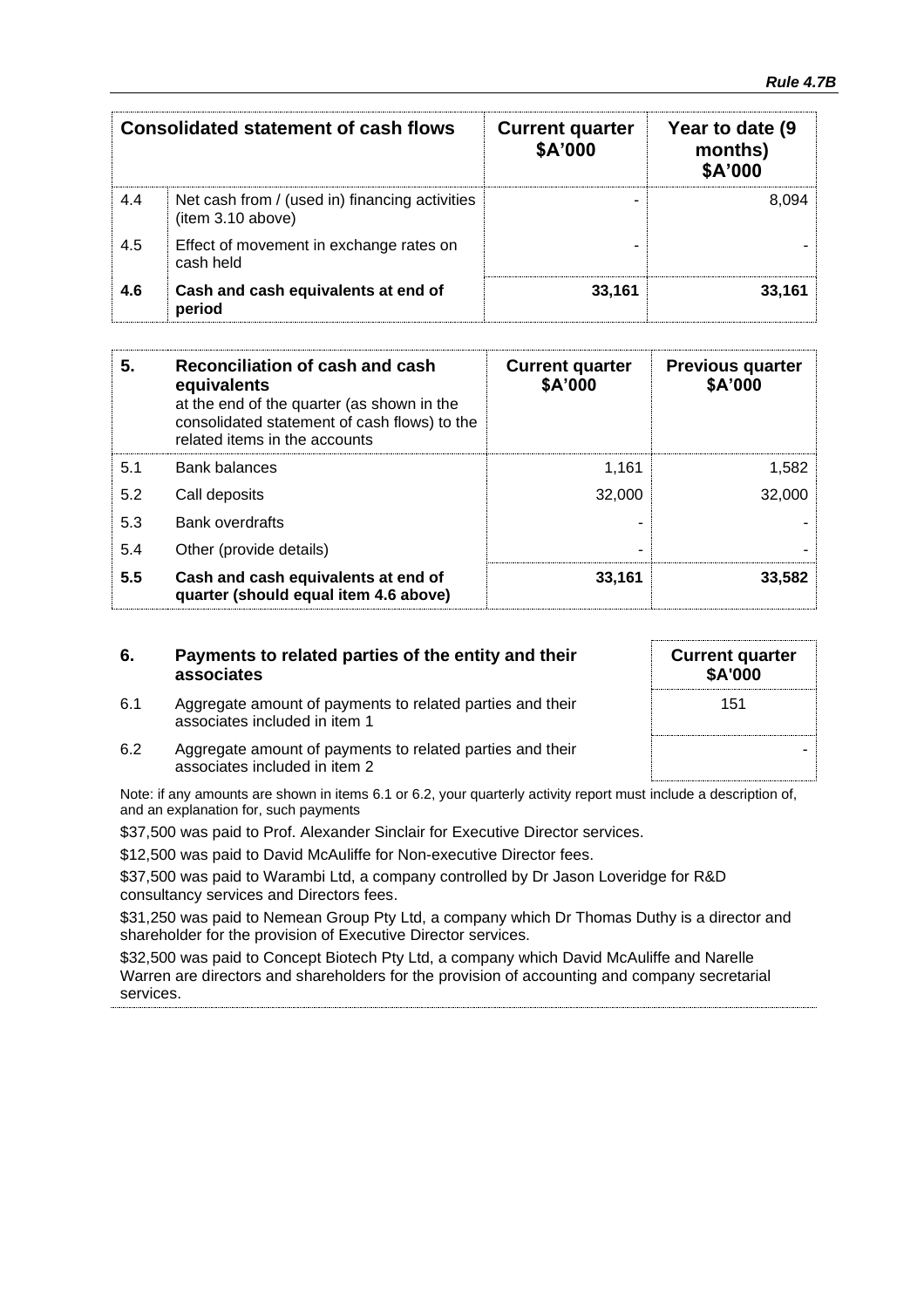| Consolidated statement of cash flows | | Current quarter $A'000 | Year to date (9 months) $A'000 |
|---|---|---|---|
| 4.4 | Net cash from / (used in) financing activities (item 3.10 above) | - | 8,094 |
| 4.5 | Effect of movement in exchange rates on cash held | - | - |
| **4.6** | **Cash and cash equivalents at end of period** | **33,161** | **33,161** |

| 5. | Reconciliation of cash and cash equivalents at the end of the quarter (as shown in the consolidated statement of cash flows) to the related items in the accounts | Current quarter $A'000 | Previous quarter $A'000 |
|---|---|---|---|
| 5.1 | Bank balances | 1,161 | 1,582 |
| 5.2 | Call deposits | 32,000 | 32,000 |
| 5.3 | Bank overdrafts | - | - |
| 5.4 | Other (provide details) | - | - |
| **5.5** | **Cash and cash equivalents at end of quarter (should equal item 4.6 above)** | **33,161** | **33,582** |

| 6. | Payments to related parties of the entity and their associates | Current quarter $A'000 |
|---|---|---|
| 6.1 | Aggregate amount of payments to related parties and their associates included in item 1 | 151 |
| 6.2 | Aggregate amount of payments to related parties and their associates included in item 2 | - |

Note: if any amounts are shown in items 6.1 or 6.2, your quarterly activity report must include a description of, and an explanation for, such payments

$37,500 was paid to Prof. Alexander Sinclair for Executive Director services.

$12,500 was paid to David McAuliffe for Non-executive Director fees.

$37,500 was paid to Warambi Ltd, a company controlled by Dr Jason Loveridge for R&D consultancy services and Directors fees.

$31,250 was paid to Nemean Group Pty Ltd, a company which Dr Thomas Duthy is a director and shareholder for the provision of Executive Director services.

$32,500 was paid to Concept Biotech Pty Ltd, a company which David McAuliffe and Narelle Warren are directors and shareholders for the provision of accounting and company secretarial services.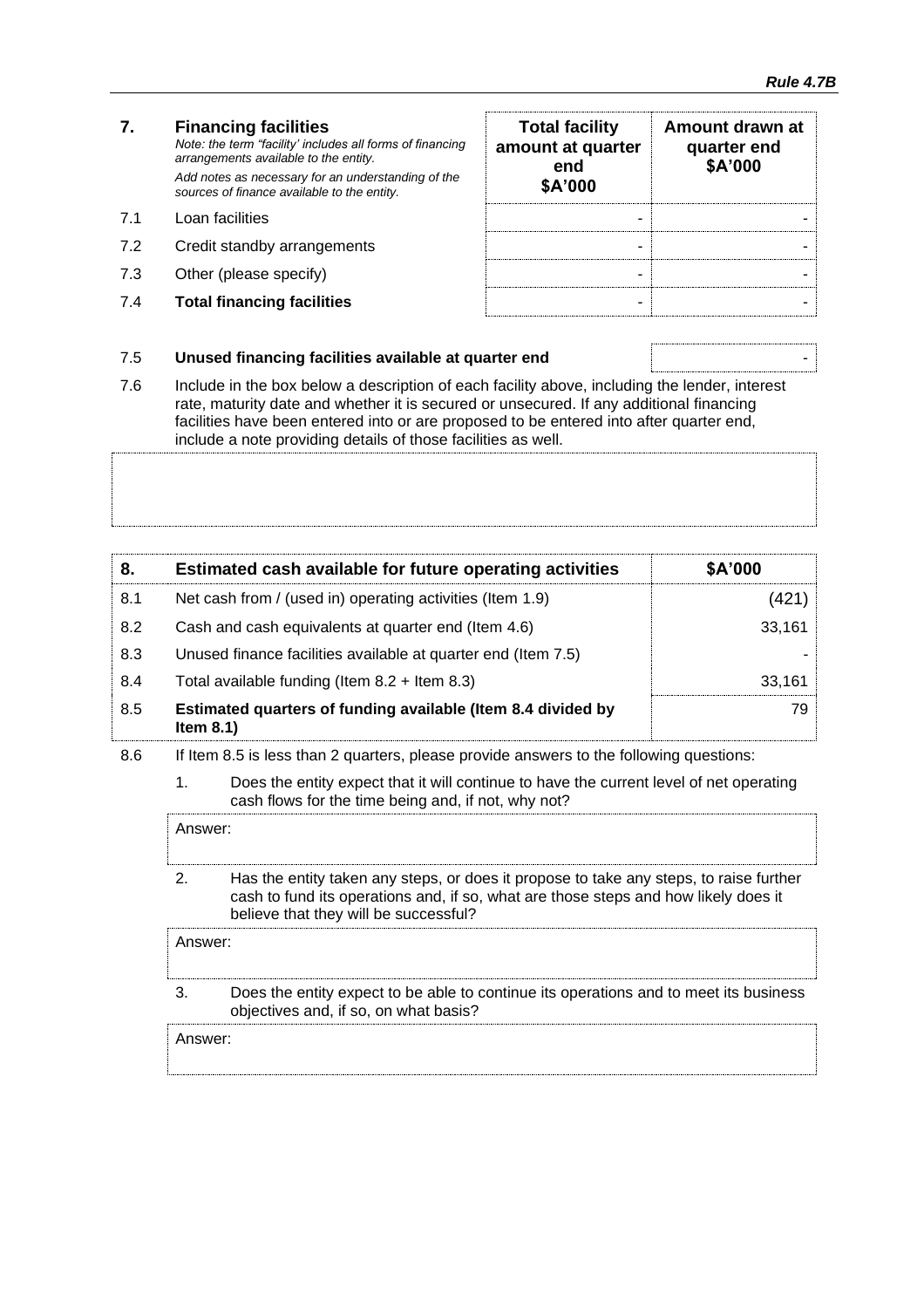| 7. | **Financing facilities**<br>*Note: the term "facility' includes all forms of financing arrangements available to the entity.*<br>*Add notes as necessary for an understanding of the sources of finance available to the entity.* | **Total facility amount at quarter end $A'000** | **Amount drawn at quarter end $A'000** |
|---|---|---|---|
| 7.1 | Loan facilities | - | - |
| 7.2 | Credit standby arrangements | - | - |
| 7.3 | Other (please specify) | - | - |
| 7.4 | **Total financing facilities** | - | - |

| | | |
|---|---|---|
| 7.5 | **Unused financing facilities available at quarter end** | - |

7.6 Include in the box below a description of each facility above, including the lender, interest rate, maturity date and whether it is secured or unsecured. If any additional financing facilities have been entered into or are proposed to be entered into after quarter end, include a note providing details of those facilities as well.

| 8. | **Estimated cash available for future operating activities** | **$A'000** |
|---|---|---|
| 8.1 | Net cash from / (used in) operating activities (Item 1.9) | (421) |
| 8.2 | Cash and cash equivalents at quarter end (Item 4.6) | 33,161 |
| 8.3 | Unused finance facilities available at quarter end (Item 7.5) | - |
| 8.4 | Total available funding (Item 8.2 + Item 8.3) | 33,161 |
| 8.5 | **Estimated quarters of funding available (Item 8.4 divided by Item 8.1)** | 79 |

8.6 If Item 8.5 is less than 2 quarters, please provide answers to the following questions:

1. Does the entity expect that it will continue to have the current level of net operating cash flows for the time being and, if not, why not?

   Answer:

2. Has the entity taken any steps, or does it propose to take any steps, to raise further cash to fund its operations and, if so, what are those steps and how likely does it believe that they will be successful?

   Answer:

3. Does the entity expect to be able to continue its operations and to meet its business objectives and, if so, on what basis?

   Answer: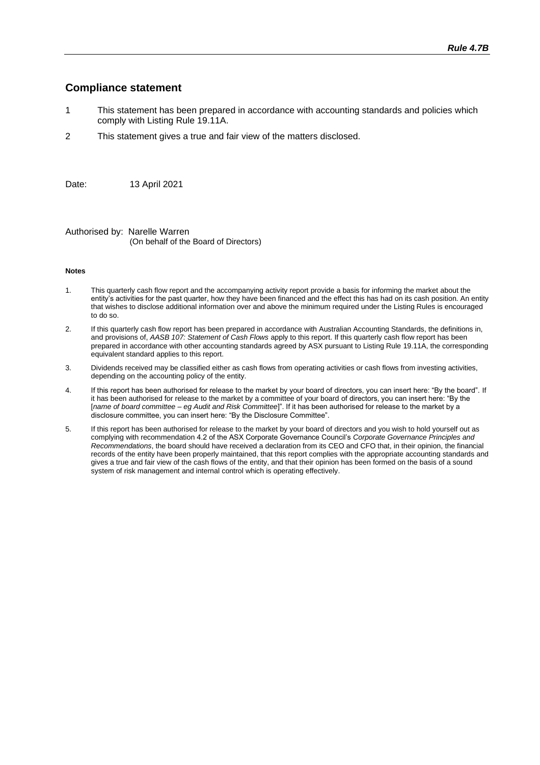## Compliance statement

1 This statement has been prepared in accordance with accounting standards and policies which comply with Listing Rule 19.11A.

2 This statement gives a true and fair view of the matters disclosed.

Date: 13 April 2021

Authorised by: Narelle Warren
(On behalf of the Board of Directors)

**Notes**

1. This quarterly cash flow report and the accompanying activity report provide a basis for informing the market about the entity's activities for the past quarter, how they have been financed and the effect this has had on its cash position. An entity that wishes to disclose additional information over and above the minimum required under the Listing Rules is encouraged to do so.
2. If this quarterly cash flow report has been prepared in accordance with Australian Accounting Standards, the definitions in, and provisions of, *AASB 107: Statement of Cash Flows* apply to this report. If this quarterly cash flow report has been prepared in accordance with other accounting standards agreed by ASX pursuant to Listing Rule 19.11A, the corresponding equivalent standard applies to this report.
3. Dividends received may be classified either as cash flows from operating activities or cash flows from investing activities, depending on the accounting policy of the entity.
4. If this report has been authorised for release to the market by your board of directors, you can insert here: "By the board". If it has been authorised for release to the market by a committee of your board of directors, you can insert here: "By the [*name of board committee – eg Audit and Risk Committee*]". If it has been authorised for release to the market by a disclosure committee, you can insert here: "By the Disclosure Committee".
5. If this report has been authorised for release to the market by your board of directors and you wish to hold yourself out as complying with recommendation 4.2 of the ASX Corporate Governance Council's *Corporate Governance Principles and Recommendations*, the board should have received a declaration from its CEO and CFO that, in their opinion, the financial records of the entity have been properly maintained, that this report complies with the appropriate accounting standards and gives a true and fair view of the cash flows of the entity, and that their opinion has been formed on the basis of a sound system of risk management and internal control which is operating effectively.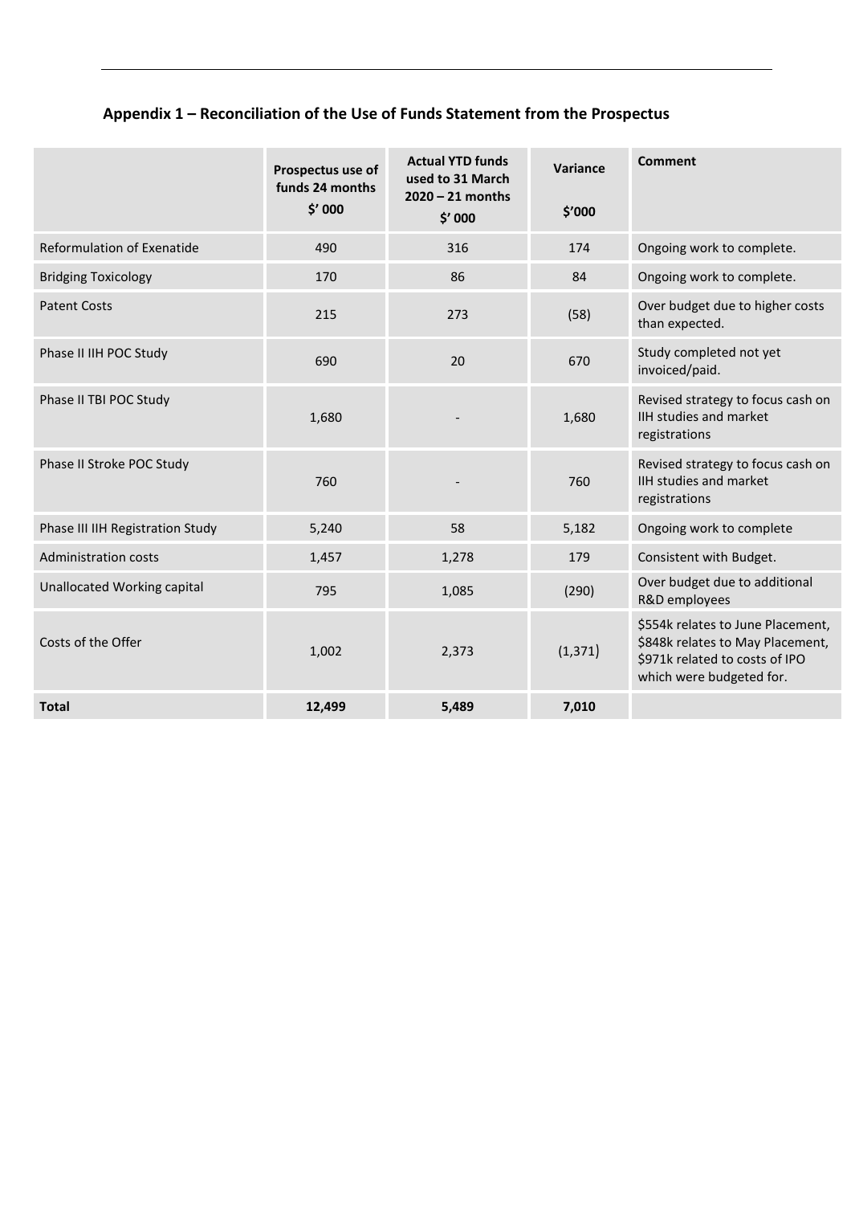## Appendix 1 – Reconciliation of the Use of Funds Statement from the Prospectus

| | Prospectus use of funds 24 months<br>$' 000 | Actual YTD funds used to 31 March 2020 – 21 months<br>$' 000 | Variance<br>$'000 | Comment |
|---|---|---|---|---|
| Reformulation of Exenatide | 490 | 316 | 174 | Ongoing work to complete. |
| Bridging Toxicology | 170 | 86 | 84 | Ongoing work to complete. |
| Patent Costs | 215 | 273 | (58) | Over budget due to higher costs than expected. |
| Phase II IIH POC Study | 690 | 20 | 670 | Study completed not yet invoiced/paid. |
| Phase II TBI POC Study | 1,680 | - | 1,680 | Revised strategy to focus cash on IIH studies and market registrations |
| Phase II Stroke POC Study | 760 | - | 760 | Revised strategy to focus cash on IIH studies and market registrations |
| Phase III IIH Registration Study | 5,240 | 58 | 5,182 | Ongoing work to complete |
| Administration costs | 1,457 | 1,278 | 179 | Consistent with Budget. |
| Unallocated Working capital | 795 | 1,085 | (290) | Over budget due to additional R&D employees |
| Costs of the Offer | 1,002 | 2,373 | (1,371) | $554k relates to June Placement, $848k relates to May Placement, $971k related to costs of IPO which were budgeted for. |
| **Total** | **12,499** | **5,489** | **7,010** | |